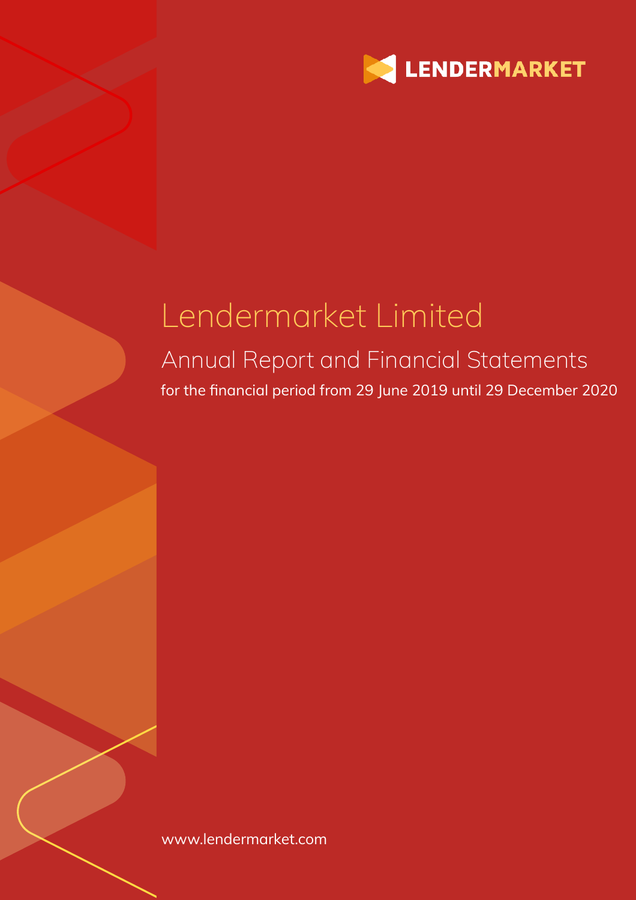LENDERMARKET

# Lendermarket Limited

## Annual Report and Financial Statements

for the financial period from 29 June 2019 until 29 December 2020

www.lendermarket.com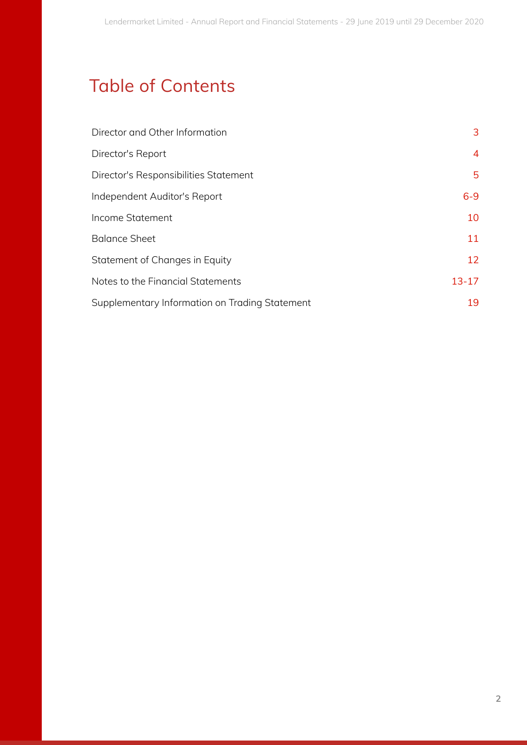# Table of Contents

| | |
|---|---|
| Director and Other Information | 3 |
| Director's Report | 4 |
| Director's Responsibilities Statement | 5 |
| Independent Auditor's Report | 6-9 |
| Income Statement | 10 |
| Balance Sheet | 11 |
| Statement of Changes in Equity | 12 |
| Notes to the Financial Statements | 13-17 |
| Supplementary Information on Trading Statement | 19 |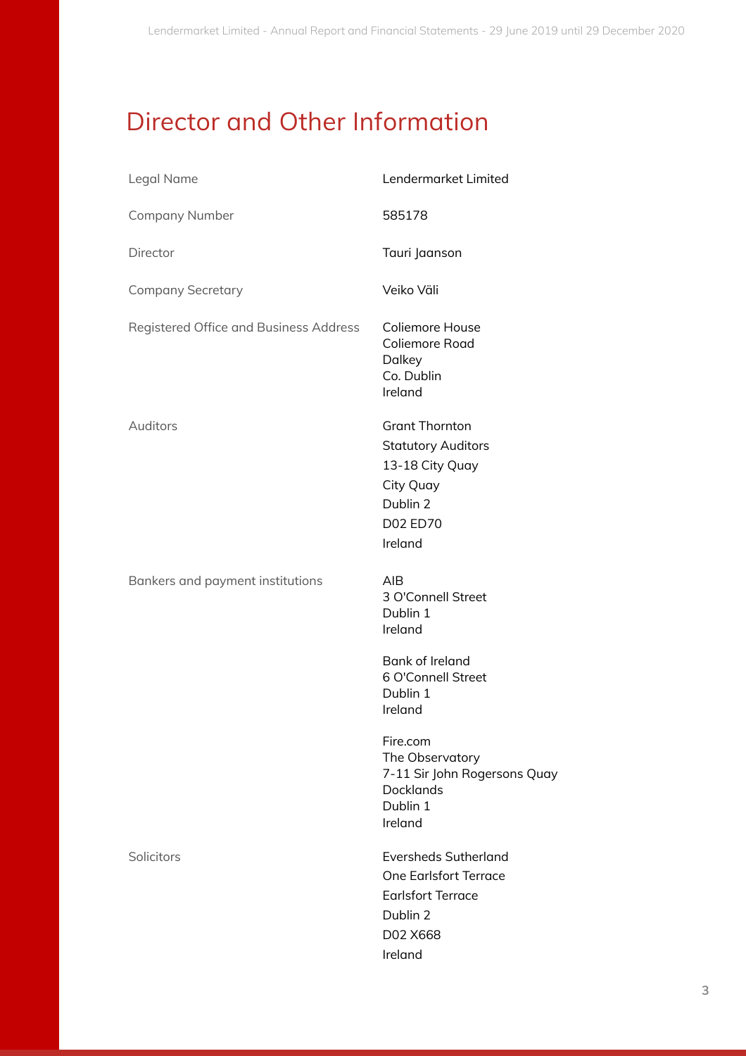# Director and Other Information

| | |
|---|---|
| Legal Name | Lendermarket Limited |
| Company Number | 585178 |
| Director | Tauri Jaanson |
| Company Secretary | Veiko Väli |
| Registered Office and Business Address | Coliemore House<br>Coliemore Road<br>Dalkey<br>Co. Dublin<br>Ireland |
| Auditors | Grant Thornton<br>Statutory Auditors<br>13-18 City Quay<br>City Quay<br>Dublin 2<br>D02 ED70<br>Ireland |
| Bankers and payment institutions | AIB<br>3 O'Connell Street<br>Dublin 1<br>Ireland<br><br>Bank of Ireland<br>6 O'Connell Street<br>Dublin 1<br>Ireland<br><br>Fire.com<br>The Observatory<br>7-11 Sir John Rogersons Quay<br>Docklands<br>Dublin 1<br>Ireland |
| Solicitors | Eversheds Sutherland<br>One Earlsfort Terrace<br>Earlsfort Terrace<br>Dublin 2<br>D02 X668<br>Ireland |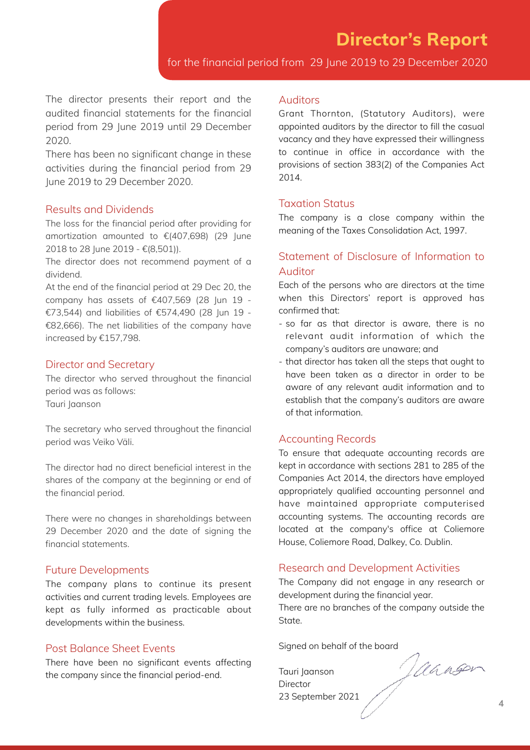# Director's Report

for the financial period from 29 June 2019 to 29 December 2020

The director presents their report and the audited financial statements for the financial period from 29 June 2019 until 29 December 2020.

There has been no significant change in these activities during the financial period from 29 June 2019 to 29 December 2020.

## Results and Dividends

The loss for the financial period after providing for amortization amounted to €(407,698) (29 June 2018 to 28 June 2019 - €(8,501)).

The director does not recommend payment of a dividend.

At the end of the financial period at 29 Dec 20, the company has assets of €407,569 (28 Jun 19 - €73,544) and liabilities of €574,490 (28 Jun 19 - €82,666). The net liabilities of the company have increased by €157,798.

## Director and Secretary

The director who served throughout the financial period was as follows:
Tauri Jaanson

The secretary who served throughout the financial period was Veiko Väli.

The director had no direct beneficial interest in the shares of the company at the beginning or end of the financial period.

There were no changes in shareholdings between 29 December 2020 and the date of signing the financial statements.

## Future Developments

The company plans to continue its present activities and current trading levels. Employees are kept as fully informed as practicable about developments within the business.

## Post Balance Sheet Events

There have been no significant events affecting the company since the financial period-end.

## Auditors

Grant Thornton, (Statutory Auditors), were appointed auditors by the director to fill the casual vacancy and they have expressed their willingness to continue in office in accordance with the provisions of section 383(2) of the Companies Act 2014.

## Taxation Status

The company is a close company within the meaning of the Taxes Consolidation Act, 1997.

## Statement of Disclosure of Information to Auditor

Each of the persons who are directors at the time when this Directors' report is approved has confirmed that:

- so far as that director is aware, there is no relevant audit information of which the company's auditors are unaware; and
- that director has taken all the steps that ought to have been taken as a director in order to be aware of any relevant audit information and to establish that the company's auditors are aware of that information.

## Accounting Records

To ensure that adequate accounting records are kept in accordance with sections 281 to 285 of the Companies Act 2014, the directors have employed appropriately qualified accounting personnel and have maintained appropriate computerised accounting systems. The accounting records are located at the company's office at Coliemore House, Coliemore Road, Dalkey, Co. Dublin.

## Research and Development Activities

The Company did not engage in any research or development during the financial year.

There are no branches of the company outside the State.

Signed on behalf of the board

Tauri Jaanson
Director
23 September 2021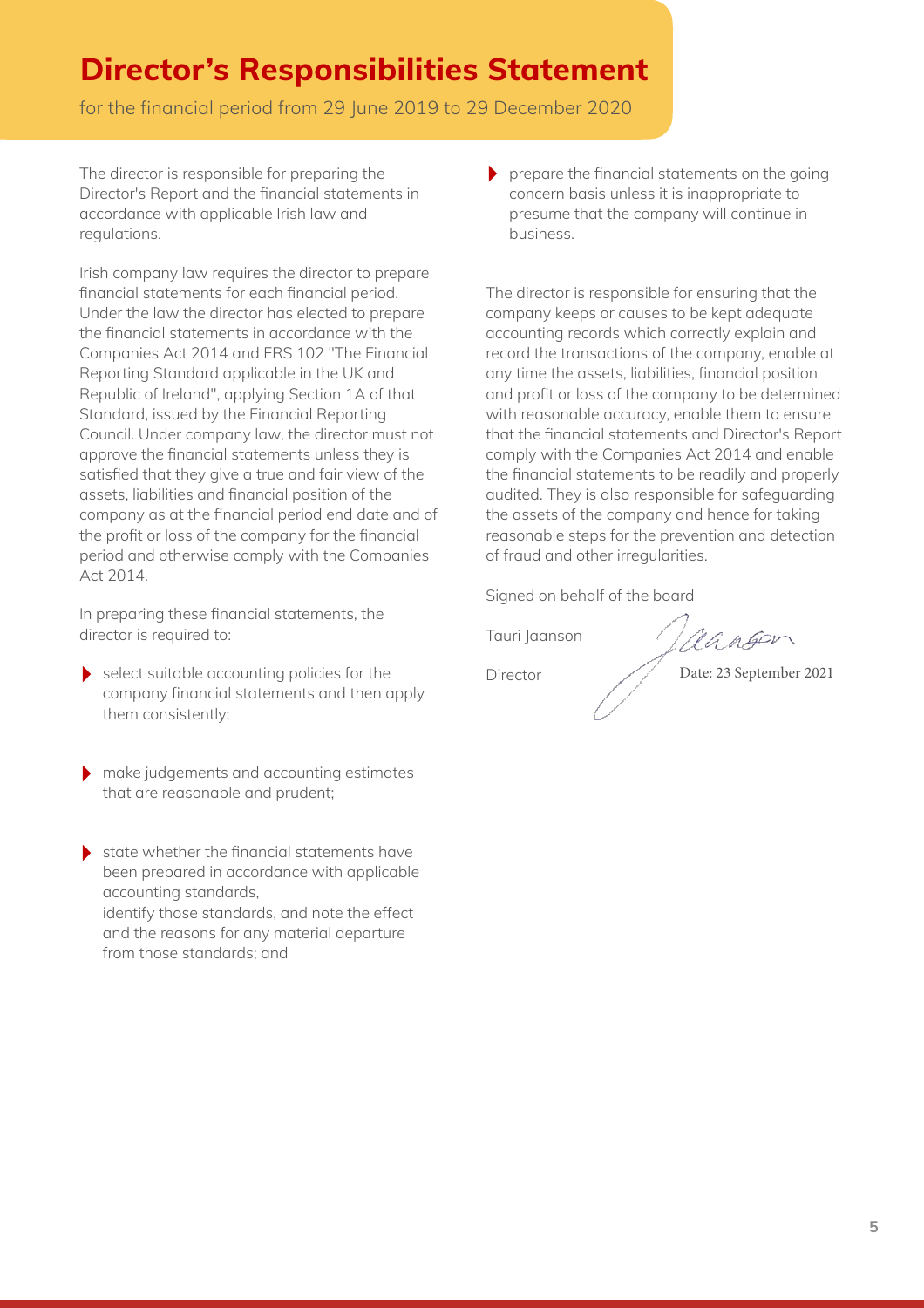# Director's Responsibilities Statement

for the financial period from 29 June 2019 to 29 December 2020

The director is responsible for preparing the Director's Report and the financial statements in accordance with applicable Irish law and regulations.

Irish company law requires the director to prepare financial statements for each financial period. Under the law the director has elected to prepare the financial statements in accordance with the Companies Act 2014 and FRS 102 "The Financial Reporting Standard applicable in the UK and Republic of Ireland", applying Section 1A of that Standard, issued by the Financial Reporting Council. Under company law, the director must not approve the financial statements unless they is satisfied that they give a true and fair view of the assets, liabilities and financial position of the company as at the financial period end date and of the profit or loss of the company for the financial period and otherwise comply with the Companies Act 2014.

In preparing these financial statements, the director is required to:

- select suitable accounting policies for the company financial statements and then apply them consistently;
- make judgements and accounting estimates that are reasonable and prudent;
- state whether the financial statements have been prepared in accordance with applicable accounting standards, identify those standards, and note the effect and the reasons for any material departure from those standards; and
- prepare the financial statements on the going concern basis unless it is inappropriate to presume that the company will continue in business.

The director is responsible for ensuring that the company keeps or causes to be kept adequate accounting records which correctly explain and record the transactions of the company, enable at any time the assets, liabilities, financial position and profit or loss of the company to be determined with reasonable accuracy, enable them to ensure that the financial statements and Director's Report comply with the Companies Act 2014 and enable the financial statements to be readily and properly audited. They is also responsible for safeguarding the assets of the company and hence for taking reasonable steps for the prevention and detection of fraud and other irregularities.

Signed on behalf of the board

Tauri Jaanson

Director

Date: 23 September 2021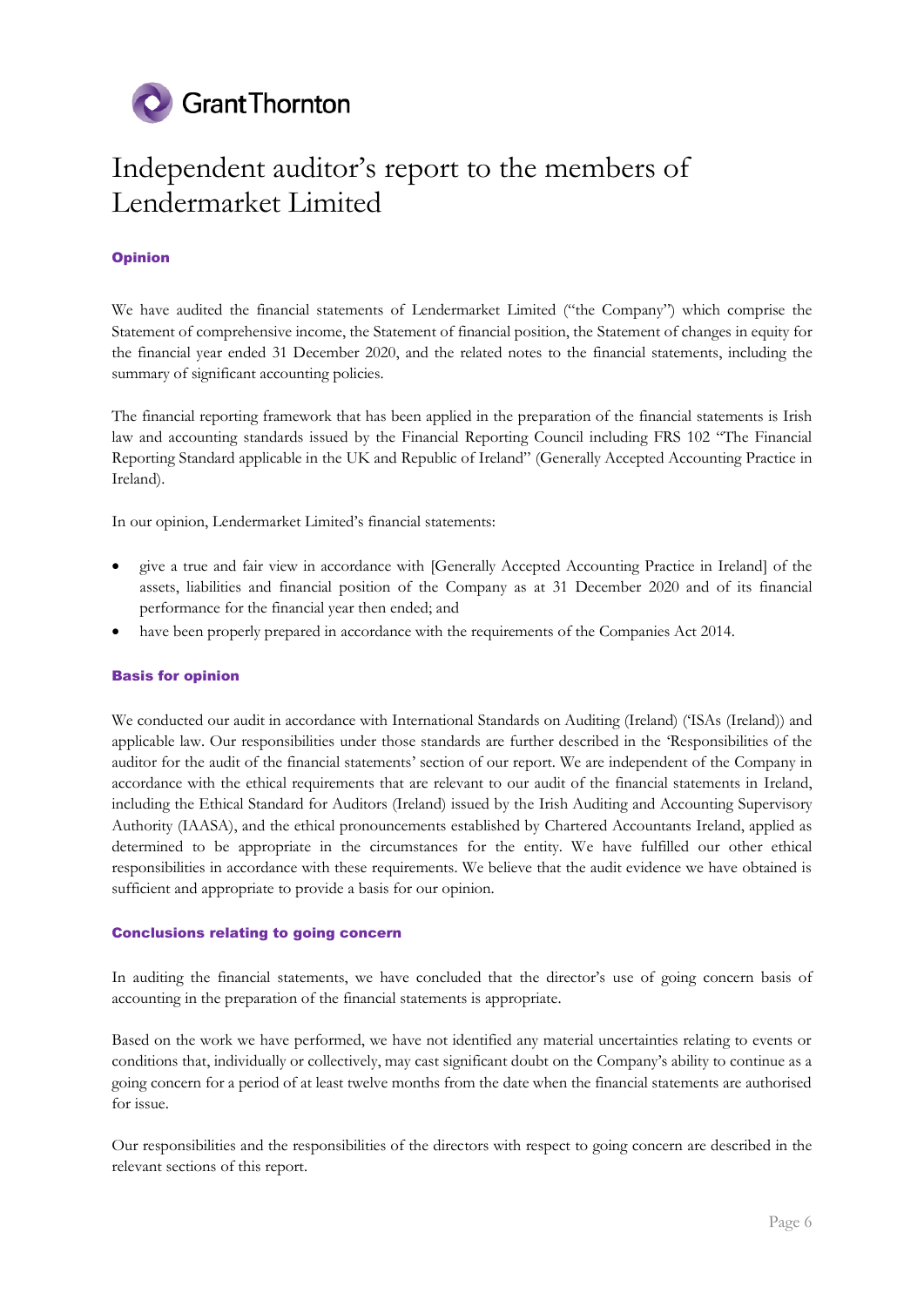Grant Thornton

# Independent auditor's report to the members of Lendermarket Limited

## Opinion

We have audited the financial statements of Lendermarket Limited ("the Company") which comprise the Statement of comprehensive income, the Statement of financial position, the Statement of changes in equity for the financial year ended 31 December 2020, and the related notes to the financial statements, including the summary of significant accounting policies.

The financial reporting framework that has been applied in the preparation of the financial statements is Irish law and accounting standards issued by the Financial Reporting Council including FRS 102 "The Financial Reporting Standard applicable in the UK and Republic of Ireland" (Generally Accepted Accounting Practice in Ireland).

In our opinion, Lendermarket Limited's financial statements:

- give a true and fair view in accordance with [Generally Accepted Accounting Practice in Ireland] of the assets, liabilities and financial position of the Company as at 31 December 2020 and of its financial performance for the financial year then ended; and
- have been properly prepared in accordance with the requirements of the Companies Act 2014.

## Basis for opinion

We conducted our audit in accordance with International Standards on Auditing (Ireland) ('ISAs (Ireland)) and applicable law. Our responsibilities under those standards are further described in the 'Responsibilities of the auditor for the audit of the financial statements' section of our report. We are independent of the Company in accordance with the ethical requirements that are relevant to our audit of the financial statements in Ireland, including the Ethical Standard for Auditors (Ireland) issued by the Irish Auditing and Accounting Supervisory Authority (IAASA), and the ethical pronouncements established by Chartered Accountants Ireland, applied as determined to be appropriate in the circumstances for the entity. We have fulfilled our other ethical responsibilities in accordance with these requirements. We believe that the audit evidence we have obtained is sufficient and appropriate to provide a basis for our opinion.

## Conclusions relating to going concern

In auditing the financial statements, we have concluded that the director's use of going concern basis of accounting in the preparation of the financial statements is appropriate.

Based on the work we have performed, we have not identified any material uncertainties relating to events or conditions that, individually or collectively, may cast significant doubt on the Company's ability to continue as a going concern for a period of at least twelve months from the date when the financial statements are authorised for issue.

Our responsibilities and the responsibilities of the directors with respect to going concern are described in the relevant sections of this report.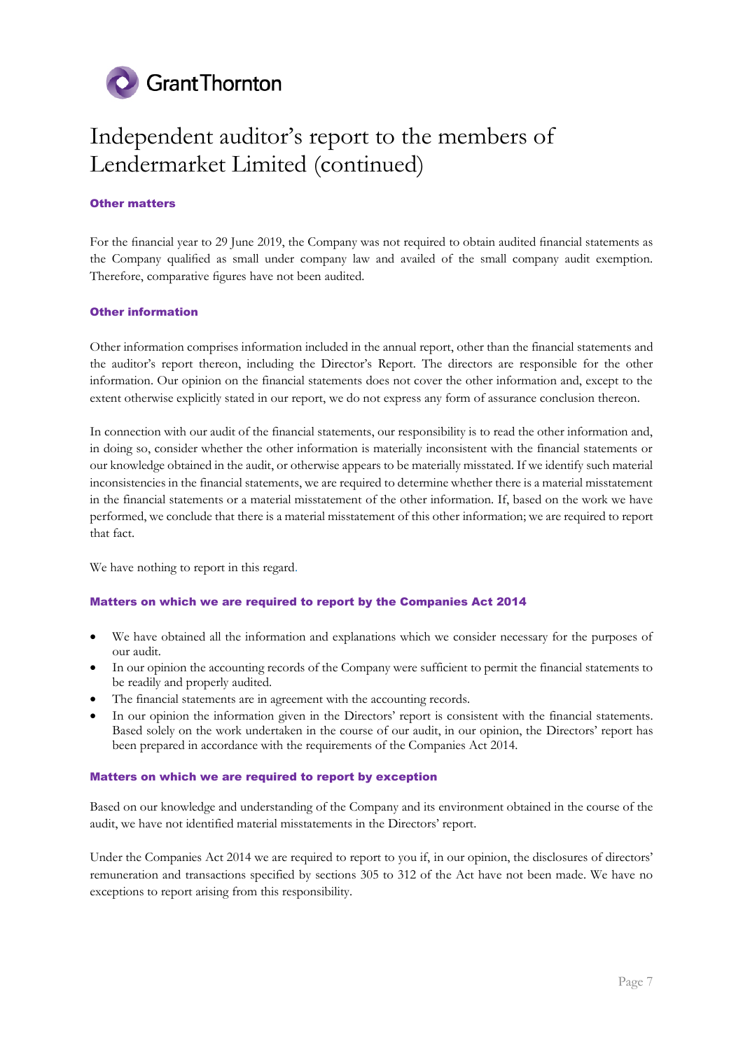# Independent auditor's report to the members of Lendermarket Limited (continued)

### Other matters

For the financial year to 29 June 2019, the Company was not required to obtain audited financial statements as the Company qualified as small under company law and availed of the small company audit exemption. Therefore, comparative figures have not been audited.

### Other information

Other information comprises information included in the annual report, other than the financial statements and the auditor's report thereon, including the Director's Report. The directors are responsible for the other information. Our opinion on the financial statements does not cover the other information and, except to the extent otherwise explicitly stated in our report, we do not express any form of assurance conclusion thereon.

In connection with our audit of the financial statements, our responsibility is to read the other information and, in doing so, consider whether the other information is materially inconsistent with the financial statements or our knowledge obtained in the audit, or otherwise appears to be materially misstated. If we identify such material inconsistencies in the financial statements, we are required to determine whether there is a material misstatement in the financial statements or a material misstatement of the other information. If, based on the work we have performed, we conclude that there is a material misstatement of this other information; we are required to report that fact.

We have nothing to report in this regard.

### Matters on which we are required to report by the Companies Act 2014

- We have obtained all the information and explanations which we consider necessary for the purposes of our audit.
- In our opinion the accounting records of the Company were sufficient to permit the financial statements to be readily and properly audited.
- The financial statements are in agreement with the accounting records.
- In our opinion the information given in the Directors' report is consistent with the financial statements. Based solely on the work undertaken in the course of our audit, in our opinion, the Directors' report has been prepared in accordance with the requirements of the Companies Act 2014.

### Matters on which we are required to report by exception

Based on our knowledge and understanding of the Company and its environment obtained in the course of the audit, we have not identified material misstatements in the Directors' report.

Under the Companies Act 2014 we are required to report to you if, in our opinion, the disclosures of directors' remuneration and transactions specified by sections 305 to 312 of the Act have not been made. We have no exceptions to report arising from this responsibility.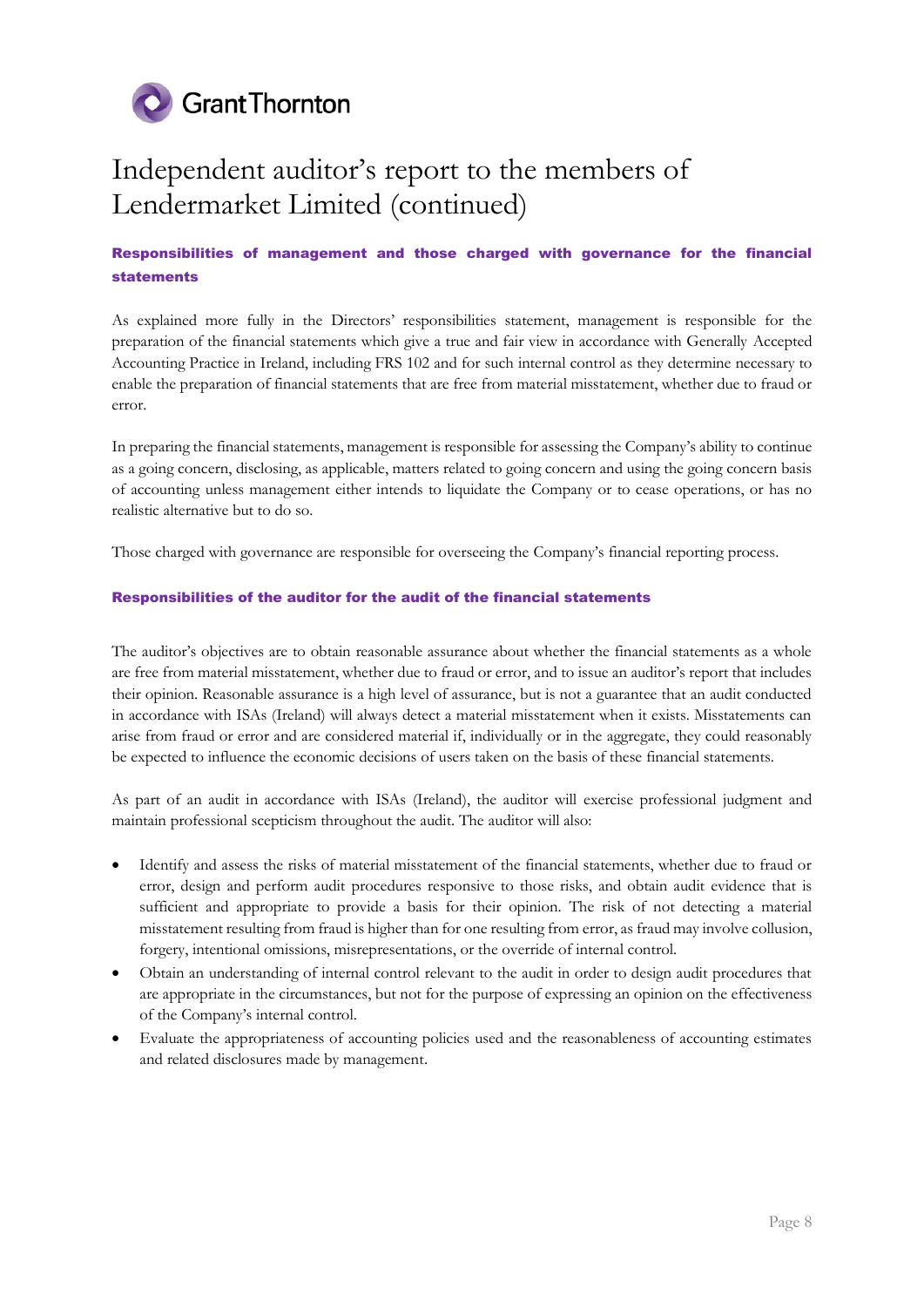# Independent auditor's report to the members of Lendermarket Limited (continued)

### Responsibilities of management and those charged with governance for the financial statements

As explained more fully in the Directors' responsibilities statement, management is responsible for the preparation of the financial statements which give a true and fair view in accordance with Generally Accepted Accounting Practice in Ireland, including FRS 102 and for such internal control as they determine necessary to enable the preparation of financial statements that are free from material misstatement, whether due to fraud or error.

In preparing the financial statements, management is responsible for assessing the Company's ability to continue as a going concern, disclosing, as applicable, matters related to going concern and using the going concern basis of accounting unless management either intends to liquidate the Company or to cease operations, or has no realistic alternative but to do so.

Those charged with governance are responsible for overseeing the Company's financial reporting process.

### Responsibilities of the auditor for the audit of the financial statements

The auditor's objectives are to obtain reasonable assurance about whether the financial statements as a whole are free from material misstatement, whether due to fraud or error, and to issue an auditor's report that includes their opinion. Reasonable assurance is a high level of assurance, but is not a guarantee that an audit conducted in accordance with ISAs (Ireland) will always detect a material misstatement when it exists. Misstatements can arise from fraud or error and are considered material if, individually or in the aggregate, they could reasonably be expected to influence the economic decisions of users taken on the basis of these financial statements.

As part of an audit in accordance with ISAs (Ireland), the auditor will exercise professional judgment and maintain professional scepticism throughout the audit. The auditor will also:

- Identify and assess the risks of material misstatement of the financial statements, whether due to fraud or error, design and perform audit procedures responsive to those risks, and obtain audit evidence that is sufficient and appropriate to provide a basis for their opinion. The risk of not detecting a material misstatement resulting from fraud is higher than for one resulting from error, as fraud may involve collusion, forgery, intentional omissions, misrepresentations, or the override of internal control.
- Obtain an understanding of internal control relevant to the audit in order to design audit procedures that are appropriate in the circumstances, but not for the purpose of expressing an opinion on the effectiveness of the Company's internal control.
- Evaluate the appropriateness of accounting policies used and the reasonableness of accounting estimates and related disclosures made by management.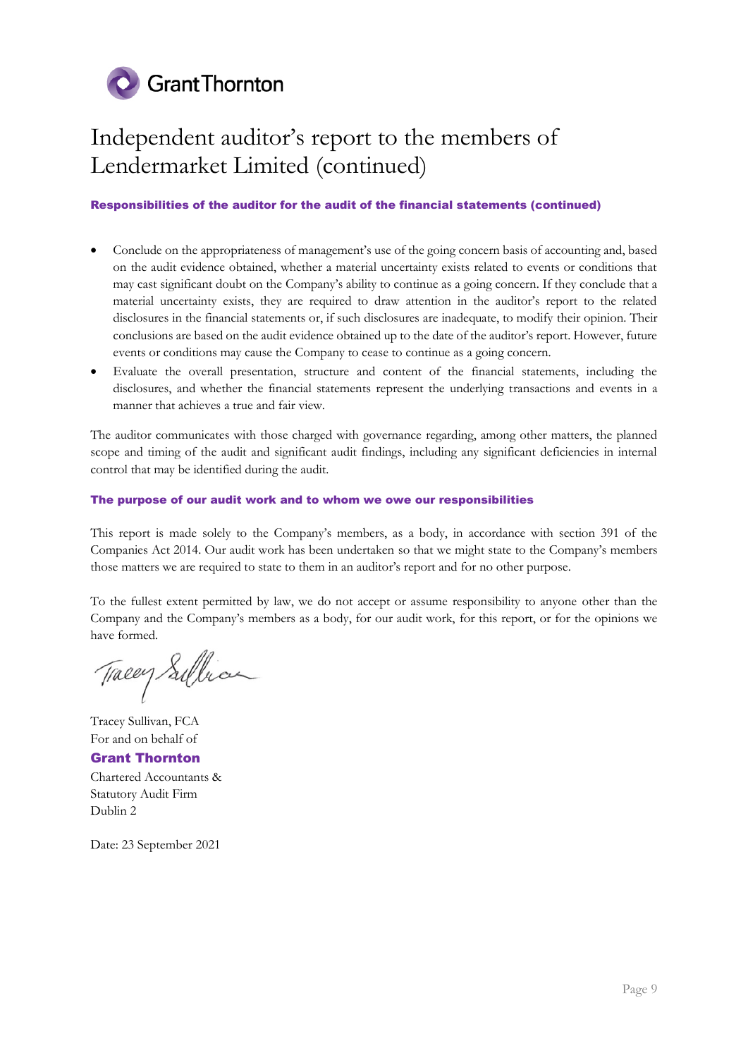# Independent auditor's report to the members of Lendermarket Limited (continued)

### Responsibilities of the auditor for the audit of the financial statements (continued)

- Conclude on the appropriateness of management's use of the going concern basis of accounting and, based on the audit evidence obtained, whether a material uncertainty exists related to events or conditions that may cast significant doubt on the Company's ability to continue as a going concern. If they conclude that a material uncertainty exists, they are required to draw attention in the auditor's report to the related disclosures in the financial statements or, if such disclosures are inadequate, to modify their opinion. Their conclusions are based on the audit evidence obtained up to the date of the auditor's report. However, future events or conditions may cause the Company to cease to continue as a going concern.
- Evaluate the overall presentation, structure and content of the financial statements, including the disclosures, and whether the financial statements represent the underlying transactions and events in a manner that achieves a true and fair view.

The auditor communicates with those charged with governance regarding, among other matters, the planned scope and timing of the audit and significant audit findings, including any significant deficiencies in internal control that may be identified during the audit.

### The purpose of our audit work and to whom we owe our responsibilities

This report is made solely to the Company's members, as a body, in accordance with section 391 of the Companies Act 2014. Our audit work has been undertaken so that we might state to the Company's members those matters we are required to state to them in an auditor's report and for no other purpose.

To the fullest extent permitted by law, we do not accept or assume responsibility to anyone other than the Company and the Company's members as a body, for our audit work, for this report, or for the opinions we have formed.

Tracey Sullivan, FCA
For and on behalf of
**Grant Thornton**
Chartered Accountants &
Statutory Audit Firm
Dublin 2

Date: 23 September 2021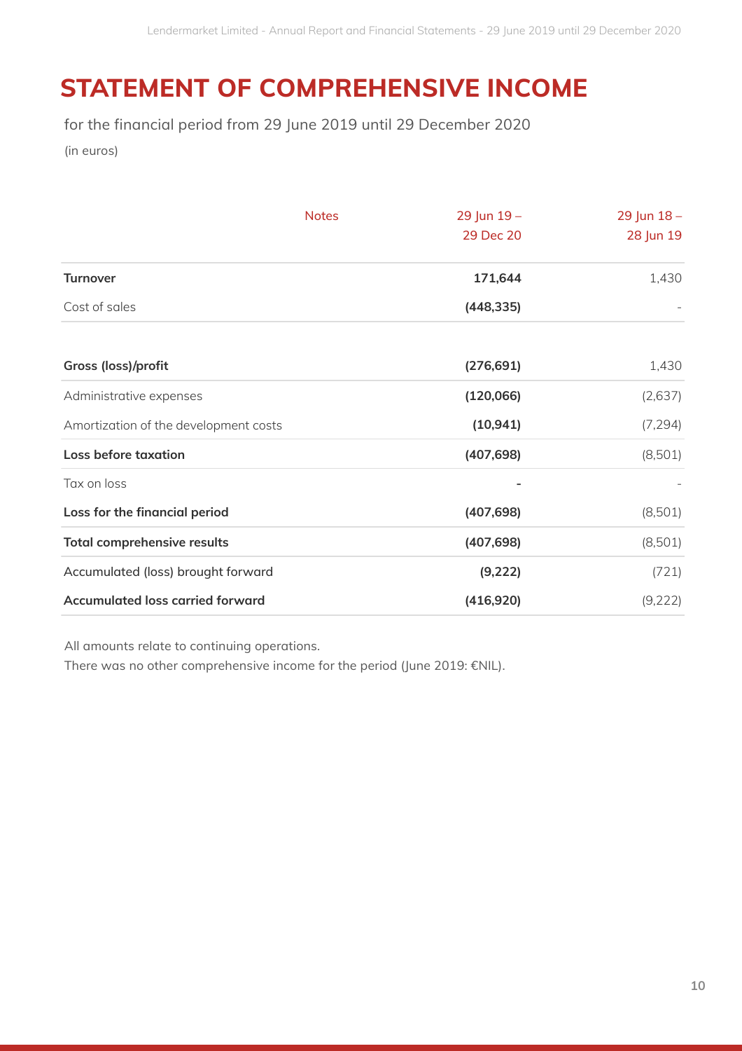# STATEMENT OF COMPREHENSIVE INCOME

for the financial period from 29 June 2019 until 29 December 2020

(in euros)

| | Notes | 29 Jun 19 – 29 Dec 20 | 29 Jun 18 – 28 Jun 19 |
|---|---|---|---|
| **Turnover** | | **171,644** | 1,430 |
| Cost of sales | | **(448,335)** | - |
| **Gross (loss)/profit** | | **(276,691)** | 1,430 |
| Administrative expenses | | **(120,066)** | (2,637) |
| Amortization of the development costs | | **(10,941)** | (7,294) |
| **Loss before taxation** | | **(407,698)** | (8,501) |
| Tax on loss | | **-** | - |
| **Loss for the financial period** | | **(407,698)** | (8,501) |
| **Total comprehensive results** | | **(407,698)** | (8,501) |
| Accumulated (loss) brought forward | | **(9,222)** | (721) |
| **Accumulated loss carried forward** | | **(416,920)** | (9,222) |

All amounts relate to continuing operations.

There was no other comprehensive income for the period (June 2019: €NIL).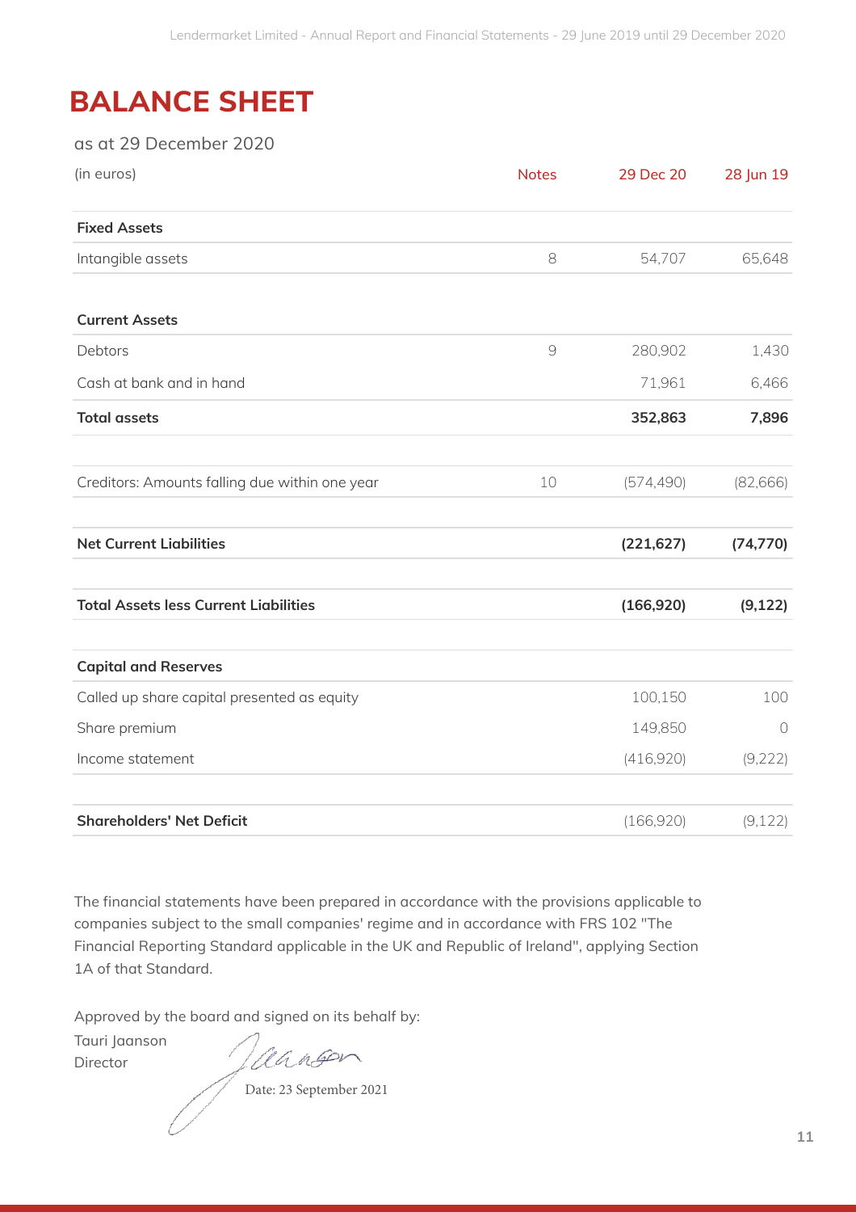# BALANCE SHEET

as at 29 December 2020

| (in euros) | Notes | 29 Dec 20 | 28 Jun 19 |
|---|---|---|---|
| **Fixed Assets** | | | |
| Intangible assets | 8 | 54,707 | 65,648 |
| | | | |
| **Current Assets** | | | |
| Debtors | 9 | 280,902 | 1,430 |
| Cash at bank and in hand | | 71,961 | 6,466 |
| **Total assets** | | **352,863** | **7,896** |
| | | | |
| Creditors: Amounts falling due within one year | 10 | (574,490) | (82,666) |
| | | | |
| **Net Current Liabilities** | | **(221,627)** | **(74,770)** |
| | | | |
| **Total Assets less Current Liabilities** | | **(166,920)** | **(9,122)** |
| | | | |
| **Capital and Reserves** | | | |
| Called up share capital presented as equity | | 100,150 | 100 |
| Share premium | | 149,850 | 0 |
| Income statement | | (416,920) | (9,222) |
| | | | |
| **Shareholders' Net Deficit** | | (166,920) | (9,122) |

The financial statements have been prepared in accordance with the provisions applicable to companies subject to the small companies' regime and in accordance with FRS 102 "The Financial Reporting Standard applicable in the UK and Republic of Ireland", applying Section 1A of that Standard.

Approved by the board and signed on its behalf by:

Tauri Jaanson
Director

Date: 23 September 2021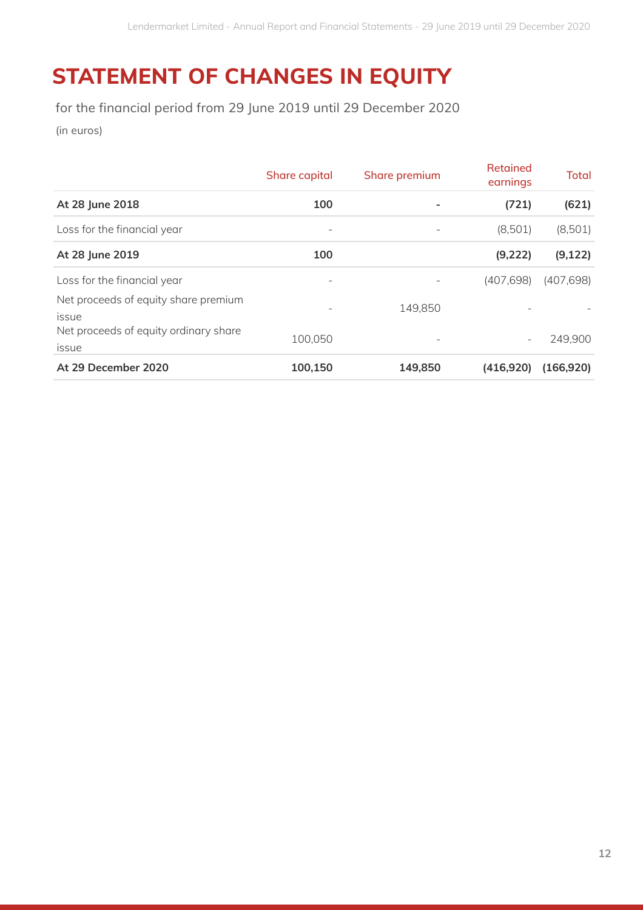# STATEMENT OF CHANGES IN EQUITY

for the financial period from 29 June 2019 until 29 December 2020

(in euros)

| | Share capital | Share premium | Retained earnings | Total |
|---|---|---|---|---|
| **At 28 June 2018** | **100** | **-** | **(721)** | **(621)** |
| Loss for the financial year | - | - | (8,501) | (8,501) |
| **At 28 June 2019** | **100** | | **(9,222)** | **(9,122)** |
| Loss for the financial year | - | - | (407,698) | (407,698) |
| Net proceeds of equity share premium issue | - | 149,850 | - | - |
| Net proceeds of equity ordinary share issue | 100,050 | - | - | 249,900 |
| **At 29 December 2020** | **100,150** | **149,850** | **(416,920)** | **(166,920)** |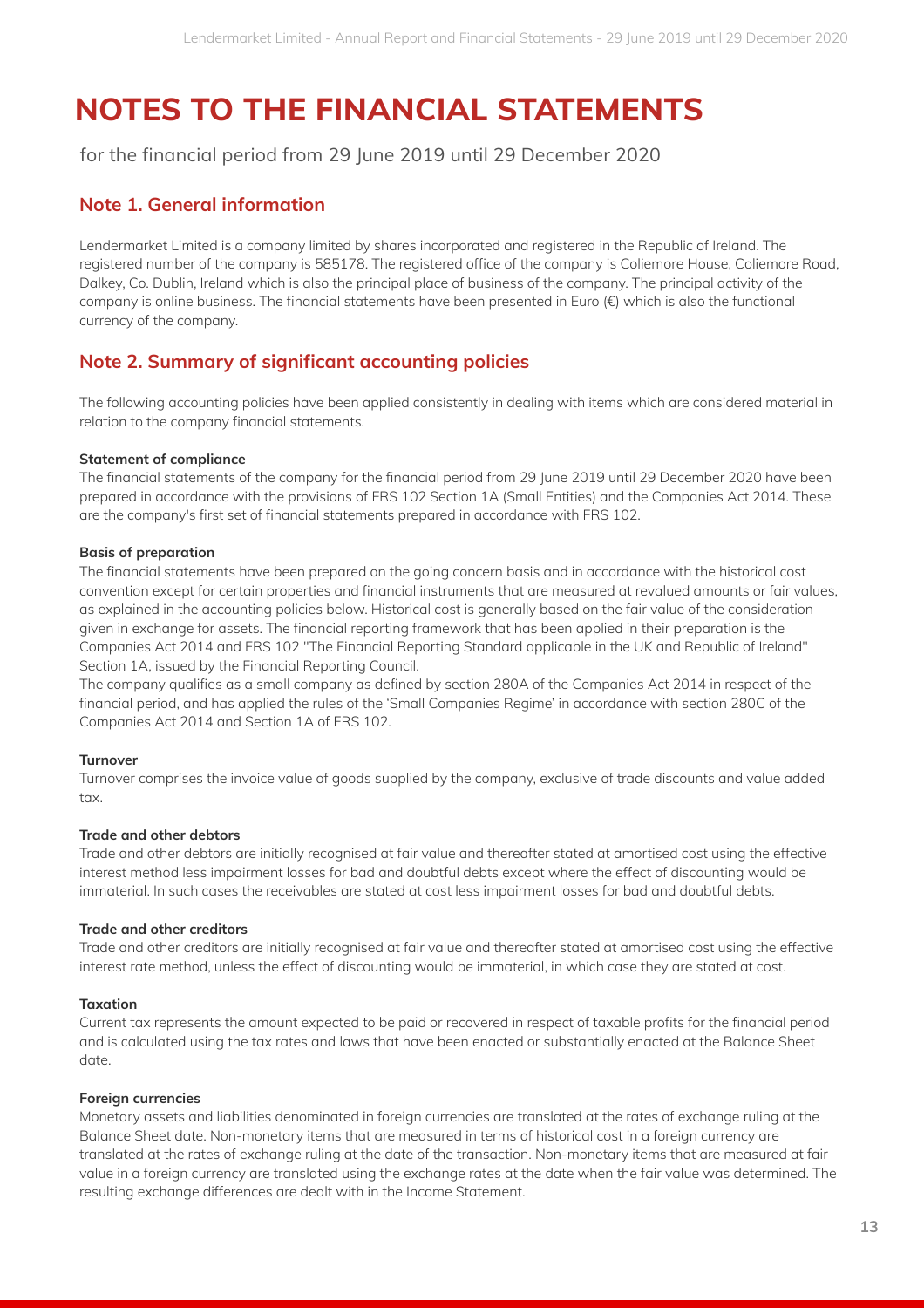# NOTES TO THE FINANCIAL STATEMENTS

for the financial period from 29 June 2019 until 29 December 2020

## Note 1. General information

Lendermarket Limited is a company limited by shares incorporated and registered in the Republic of Ireland. The registered number of the company is 585178. The registered office of the company is Coliemore House, Coliemore Road, Dalkey, Co. Dublin, Ireland which is also the principal place of business of the company. The principal activity of the company is online business. The financial statements have been presented in Euro (€) which is also the functional currency of the company.

## Note 2. Summary of significant accounting policies

The following accounting policies have been applied consistently in dealing with items which are considered material in relation to the company financial statements.

**Statement of compliance**

The financial statements of the company for the financial period from 29 June 2019 until 29 December 2020 have been prepared in accordance with the provisions of FRS 102 Section 1A (Small Entities) and the Companies Act 2014. These are the company's first set of financial statements prepared in accordance with FRS 102.

**Basis of preparation**

The financial statements have been prepared on the going concern basis and in accordance with the historical cost convention except for certain properties and financial instruments that are measured at revalued amounts or fair values, as explained in the accounting policies below. Historical cost is generally based on the fair value of the consideration given in exchange for assets. The financial reporting framework that has been applied in their preparation is the Companies Act 2014 and FRS 102 "The Financial Reporting Standard applicable in the UK and Republic of Ireland" Section 1A, issued by the Financial Reporting Council.

The company qualifies as a small company as defined by section 280A of the Companies Act 2014 in respect of the financial period, and has applied the rules of the 'Small Companies Regime' in accordance with section 280C of the Companies Act 2014 and Section 1A of FRS 102.

**Turnover**

Turnover comprises the invoice value of goods supplied by the company, exclusive of trade discounts and value added tax.

**Trade and other debtors**

Trade and other debtors are initially recognised at fair value and thereafter stated at amortised cost using the effective interest method less impairment losses for bad and doubtful debts except where the effect of discounting would be immaterial. In such cases the receivables are stated at cost less impairment losses for bad and doubtful debts.

**Trade and other creditors**

Trade and other creditors are initially recognised at fair value and thereafter stated at amortised cost using the effective interest rate method, unless the effect of discounting would be immaterial, in which case they are stated at cost.

**Taxation**

Current tax represents the amount expected to be paid or recovered in respect of taxable profits for the financial period and is calculated using the tax rates and laws that have been enacted or substantially enacted at the Balance Sheet date.

**Foreign currencies**

Monetary assets and liabilities denominated in foreign currencies are translated at the rates of exchange ruling at the Balance Sheet date. Non-monetary items that are measured in terms of historical cost in a foreign currency are translated at the rates of exchange ruling at the date of the transaction. Non-monetary items that are measured at fair value in a foreign currency are translated using the exchange rates at the date when the fair value was determined. The resulting exchange differences are dealt with in the Income Statement.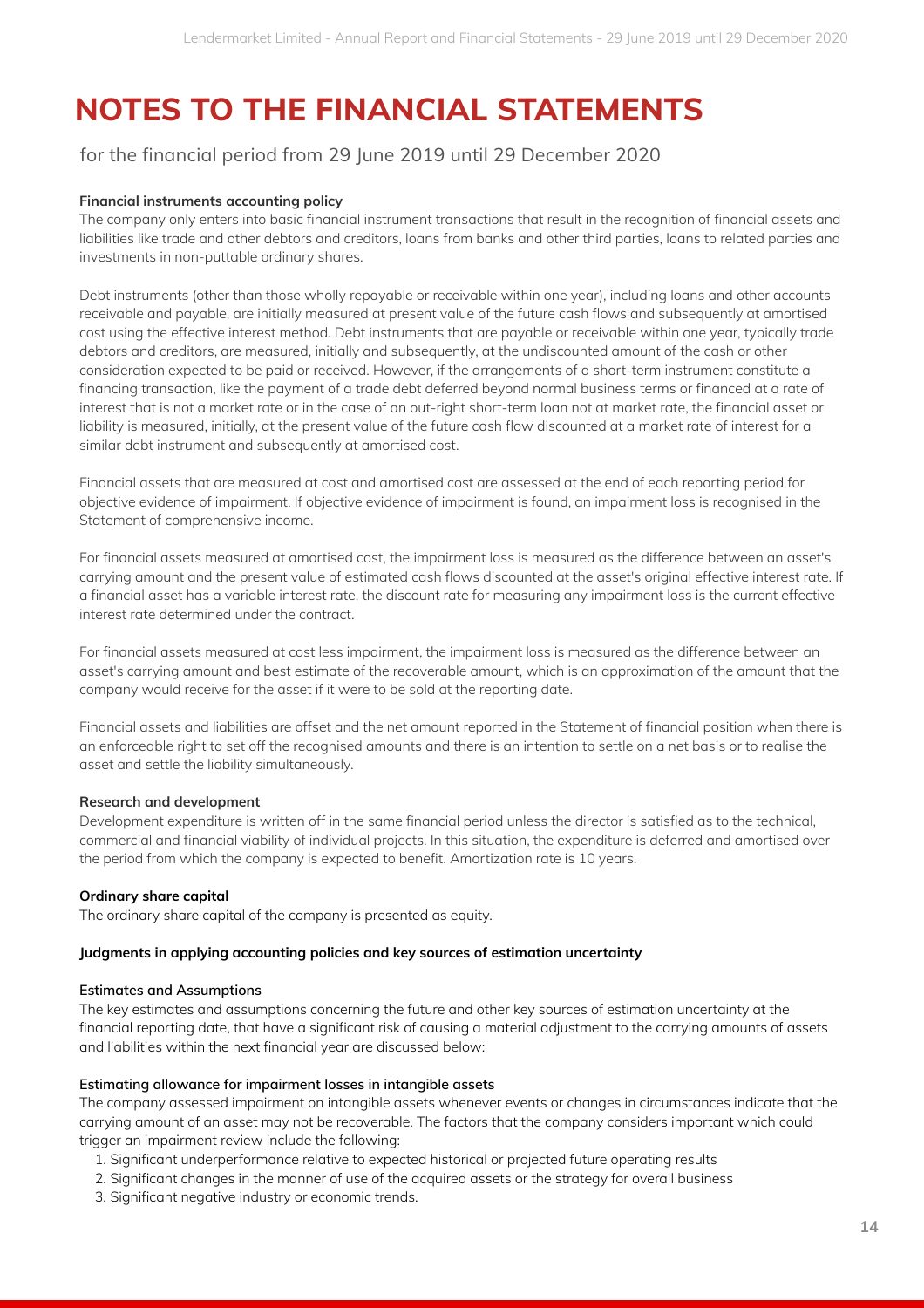# NOTES TO THE FINANCIAL STATEMENTS

for the financial period from 29 June 2019 until 29 December 2020

**Financial instruments accounting policy**

The company only enters into basic financial instrument transactions that result in the recognition of financial assets and liabilities like trade and other debtors and creditors, loans from banks and other third parties, loans to related parties and investments in non-puttable ordinary shares.

Debt instruments (other than those wholly repayable or receivable within one year), including loans and other accounts receivable and payable, are initially measured at present value of the future cash flows and subsequently at amortised cost using the effective interest method. Debt instruments that are payable or receivable within one year, typically trade debtors and creditors, are measured, initially and subsequently, at the undiscounted amount of the cash or other consideration expected to be paid or received. However, if the arrangements of a short-term instrument constitute a financing transaction, like the payment of a trade debt deferred beyond normal business terms or financed at a rate of interest that is not a market rate or in the case of an out-right short-term loan not at market rate, the financial asset or liability is measured, initially, at the present value of the future cash flow discounted at a market rate of interest for a similar debt instrument and subsequently at amortised cost.

Financial assets that are measured at cost and amortised cost are assessed at the end of each reporting period for objective evidence of impairment. If objective evidence of impairment is found, an impairment loss is recognised in the Statement of comprehensive income.

For financial assets measured at amortised cost, the impairment loss is measured as the difference between an asset's carrying amount and the present value of estimated cash flows discounted at the asset's original effective interest rate. If a financial asset has a variable interest rate, the discount rate for measuring any impairment loss is the current effective interest rate determined under the contract.

For financial assets measured at cost less impairment, the impairment loss is measured as the difference between an asset's carrying amount and best estimate of the recoverable amount, which is an approximation of the amount that the company would receive for the asset if it were to be sold at the reporting date.

Financial assets and liabilities are offset and the net amount reported in the Statement of financial position when there is an enforceable right to set off the recognised amounts and there is an intention to settle on a net basis or to realise the asset and settle the liability simultaneously.

**Research and development**

Development expenditure is written off in the same financial period unless the director is satisfied as to the technical, commercial and financial viability of individual projects. In this situation, the expenditure is deferred and amortised over the period from which the company is expected to benefit. Amortization rate is 10 years.

**Ordinary share capital**

The ordinary share capital of the company is presented as equity.

**Judgments in applying accounting policies and key sources of estimation uncertainty**

**Estimates and Assumptions**

The key estimates and assumptions concerning the future and other key sources of estimation uncertainty at the financial reporting date, that have a significant risk of causing a material adjustment to the carrying amounts of assets and liabilities within the next financial year are discussed below:

**Estimating allowance for impairment losses in intangible assets**

The company assessed impairment on intangible assets whenever events or changes in circumstances indicate that the carrying amount of an asset may not be recoverable. The factors that the company considers important which could trigger an impairment review include the following:

1. Significant underperformance relative to expected historical or projected future operating results
2. Significant changes in the manner of use of the acquired assets or the strategy for overall business
3. Significant negative industry or economic trends.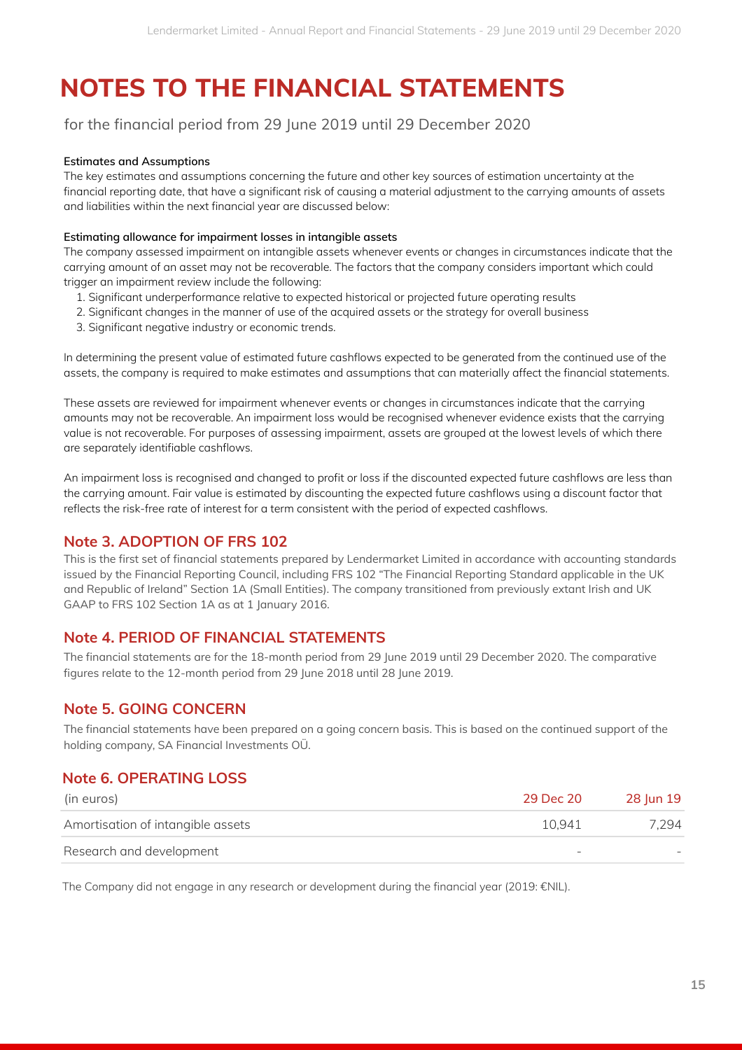# NOTES TO THE FINANCIAL STATEMENTS

for the financial period from 29 June 2019 until 29 December 2020

**Estimates and Assumptions**

The key estimates and assumptions concerning the future and other key sources of estimation uncertainty at the financial reporting date, that have a significant risk of causing a material adjustment to the carrying amounts of assets and liabilities within the next financial year are discussed below:

**Estimating allowance for impairment losses in intangible assets**

The company assessed impairment on intangible assets whenever events or changes in circumstances indicate that the carrying amount of an asset may not be recoverable. The factors that the company considers important which could trigger an impairment review include the following:

1. Significant underperformance relative to expected historical or projected future operating results
2. Significant changes in the manner of use of the acquired assets or the strategy for overall business
3. Significant negative industry or economic trends.

In determining the present value of estimated future cashflows expected to be generated from the continued use of the assets, the company is required to make estimates and assumptions that can materially affect the financial statements.

These assets are reviewed for impairment whenever events or changes in circumstances indicate that the carrying amounts may not be recoverable. An impairment loss would be recognised whenever evidence exists that the carrying value is not recoverable. For purposes of assessing impairment, assets are grouped at the lowest levels of which there are separately identifiable cashflows.

An impairment loss is recognised and changed to profit or loss if the discounted expected future cashflows are less than the carrying amount. Fair value is estimated by discounting the expected future cashflows using a discount factor that reflects the risk-free rate of interest for a term consistent with the period of expected cashflows.

## Note 3. ADOPTION OF FRS 102

This is the first set of financial statements prepared by Lendermarket Limited in accordance with accounting standards issued by the Financial Reporting Council, including FRS 102 "The Financial Reporting Standard applicable in the UK and Republic of Ireland" Section 1A (Small Entities). The company transitioned from previously extant Irish and UK GAAP to FRS 102 Section 1A as at 1 January 2016.

## Note 4. PERIOD OF FINANCIAL STATEMENTS

The financial statements are for the 18-month period from 29 June 2019 until 29 December 2020. The comparative figures relate to the 12-month period from 29 June 2018 until 28 June 2019.

## Note 5. GOING CONCERN

The financial statements have been prepared on a going concern basis. This is based on the continued support of the holding company, SA Financial Investments OÜ.

## Note 6. OPERATING LOSS

| (in euros) | 29 Dec 20 | 28 Jun 19 |
|---|---|---|
| Amortisation of intangible assets | 10,941 | 7,294 |
| Research and development | - | - |

The Company did not engage in any research or development during the financial year (2019: €NIL).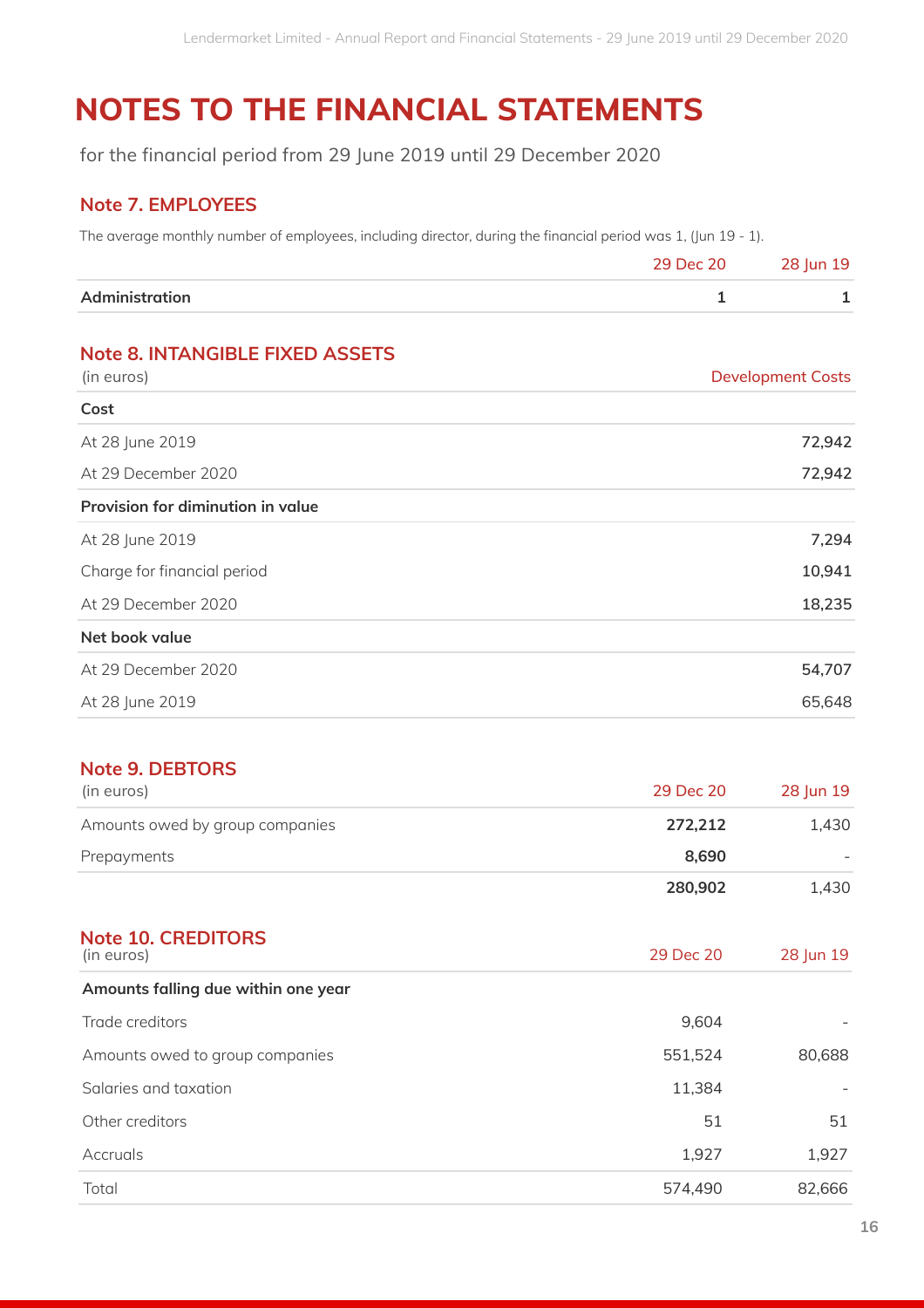# NOTES TO THE FINANCIAL STATEMENTS

for the financial period from 29 June 2019 until 29 December 2020

## Note 7. EMPLOYEES

The average monthly number of employees, including director, during the financial period was 1, (Jun 19 - 1).

| | 29 Dec 20 | 28 Jun 19 |
|---|---|---|
| **Administration** | **1** | **1** |

## Note 8. INTANGIBLE FIXED ASSETS

| (in euros) | Development Costs |
|---|---|
| **Cost** | |
| At 28 June 2019 | **72,942** |
| At 29 December 2020 | **72,942** |
| **Provision for diminution in value** | |
| At 28 June 2019 | **7,294** |
| Charge for financial period | **10,941** |
| At 29 December 2020 | **18,235** |
| **Net book value** | |
| At 29 December 2020 | **54,707** |
| At 28 June 2019 | 65,648 |

## Note 9. DEBTORS

| (in euros) | 29 Dec 20 | 28 Jun 19 |
|---|---|---|
| Amounts owed by group companies | **272,212** | 1,430 |
| Prepayments | **8,690** | - |
| | **280,902** | 1,430 |

## Note 10. CREDITORS

| (in euros) | 29 Dec 20 | 28 Jun 19 |
|---|---|---|
| **Amounts falling due within one year** | | |
| Trade creditors | 9,604 | - |
| Amounts owed to group companies | 551,524 | 80,688 |
| Salaries and taxation | 11,384 | - |
| Other creditors | 51 | 51 |
| Accruals | 1,927 | 1,927 |
| Total | 574,490 | 82,666 |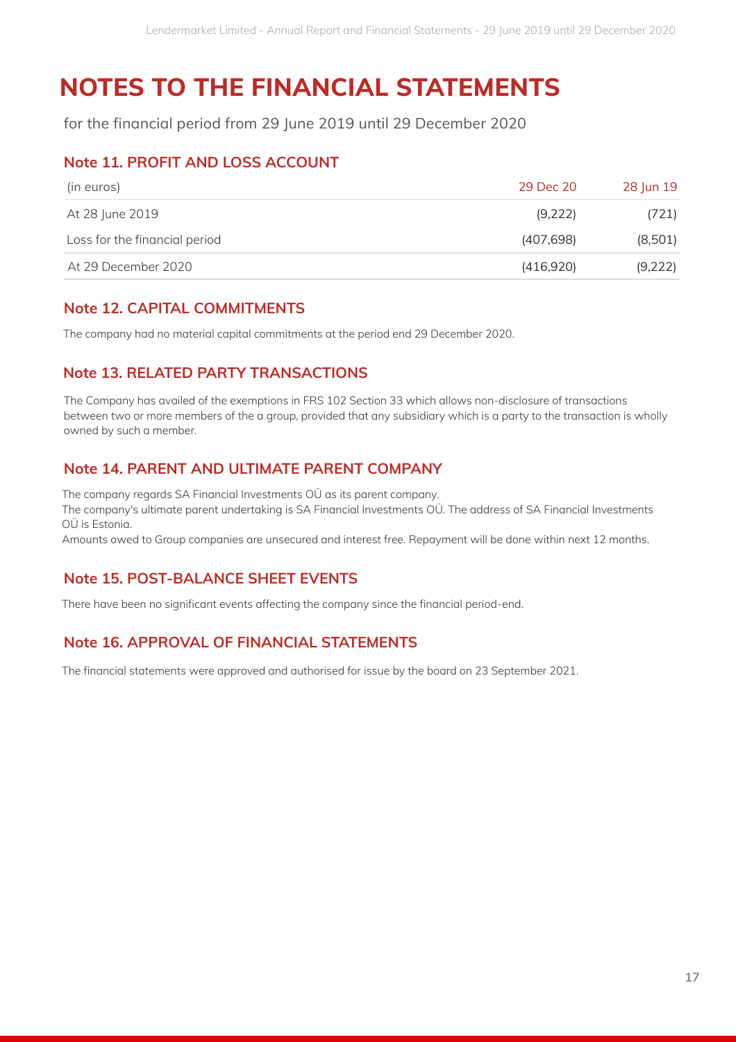# NOTES TO THE FINANCIAL STATEMENTS

for the financial period from 29 June 2019 until 29 December 2020

## Note 11. PROFIT AND LOSS ACCOUNT

| (in euros) | 29 Dec 20 | 28 Jun 19 |
|---|---|---|
| At 28 June 2019 | (9,222) | (721) |
| Loss for the financial period | (407,698) | (8,501) |
| At 29 December 2020 | (416,920) | (9,222) |

## Note 12. CAPITAL COMMITMENTS

The company had no material capital commitments at the period end 29 December 2020.

## Note 13. RELATED PARTY TRANSACTIONS

The Company has availed of the exemptions in FRS 102 Section 33 which allows non-disclosure of transactions between two or more members of the a group, provided that any subsidiary which is a party to the transaction is wholly owned by such a member.

## Note 14. PARENT AND ULTIMATE PARENT COMPANY

The company regards SA Financial Investments OÜ as its parent company.
The company's ultimate parent undertaking is SA Financial Investments OÜ. The address of SA Financial Investments OÜ is Estonia.
Amounts owed to Group companies are unsecured and interest free. Repayment will be done within next 12 months.

## Note 15. POST-BALANCE SHEET EVENTS

There have been no significant events affecting the company since the financial period-end.

## Note 16. APPROVAL OF FINANCIAL STATEMENTS

The financial statements were approved and authorised for issue by the board on 23 September 2021.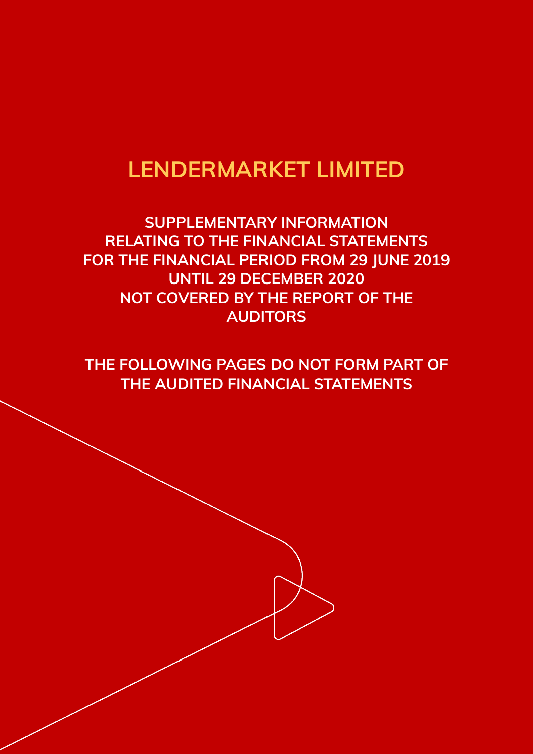# LENDERMARKET LIMITED

**SUPPLEMENTARY INFORMATION RELATING TO THE FINANCIAL STATEMENTS FOR THE FINANCIAL PERIOD FROM 29 JUNE 2019 UNTIL 29 DECEMBER 2020 NOT COVERED BY THE REPORT OF THE AUDITORS**

**THE FOLLOWING PAGES DO NOT FORM PART OF THE AUDITED FINANCIAL STATEMENTS**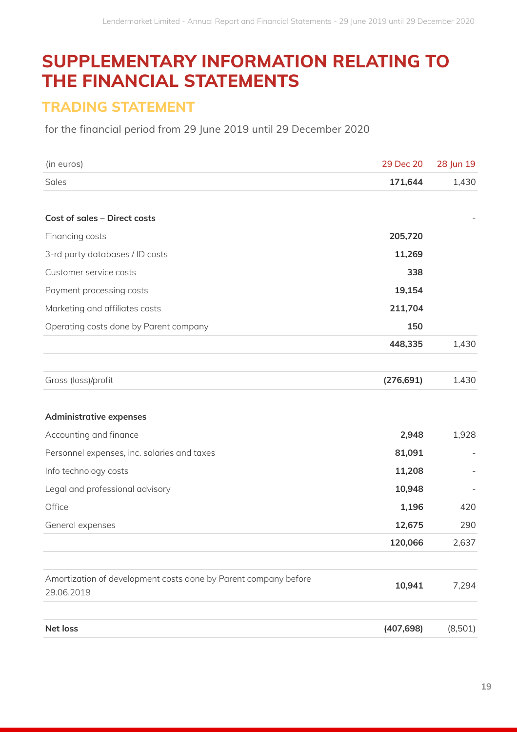# SUPPLEMENTARY INFORMATION RELATING TO THE FINANCIAL STATEMENTS

## TRADING STATEMENT

for the financial period from 29 June 2019 until 29 December 2020

| (in euros) | 29 Dec 20 | 28 Jun 19 |
|---|---|---|
| Sales | **171,644** | 1,430 |
| | | |
| **Cost of sales – Direct costs** | | - |
| Financing costs | **205,720** | |
| 3-rd party databases / ID costs | **11,269** | |
| Customer service costs | **338** | |
| Payment processing costs | **19,154** | |
| Marketing and affiliates costs | **211,704** | |
| Operating costs done by Parent company | **150** | |
| | **448,335** | 1,430 |
| | | |
| Gross (loss)/profit | **(276,691)** | 1.430 |
| | | |
| **Administrative expenses** | | |
| Accounting and finance | **2,948** | 1,928 |
| Personnel expenses, inc. salaries and taxes | **81,091** | - |
| Info technology costs | **11,208** | - |
| Legal and professional advisory | **10,948** | - |
| Office | **1,196** | 420 |
| General expenses | **12,675** | 290 |
| | **120,066** | 2,637 |
| | | |
| Amortization of development costs done by Parent company before 29.06.2019 | **10,941** | 7,294 |
| | | |
| **Net loss** | **(407,698)** | (8,501) |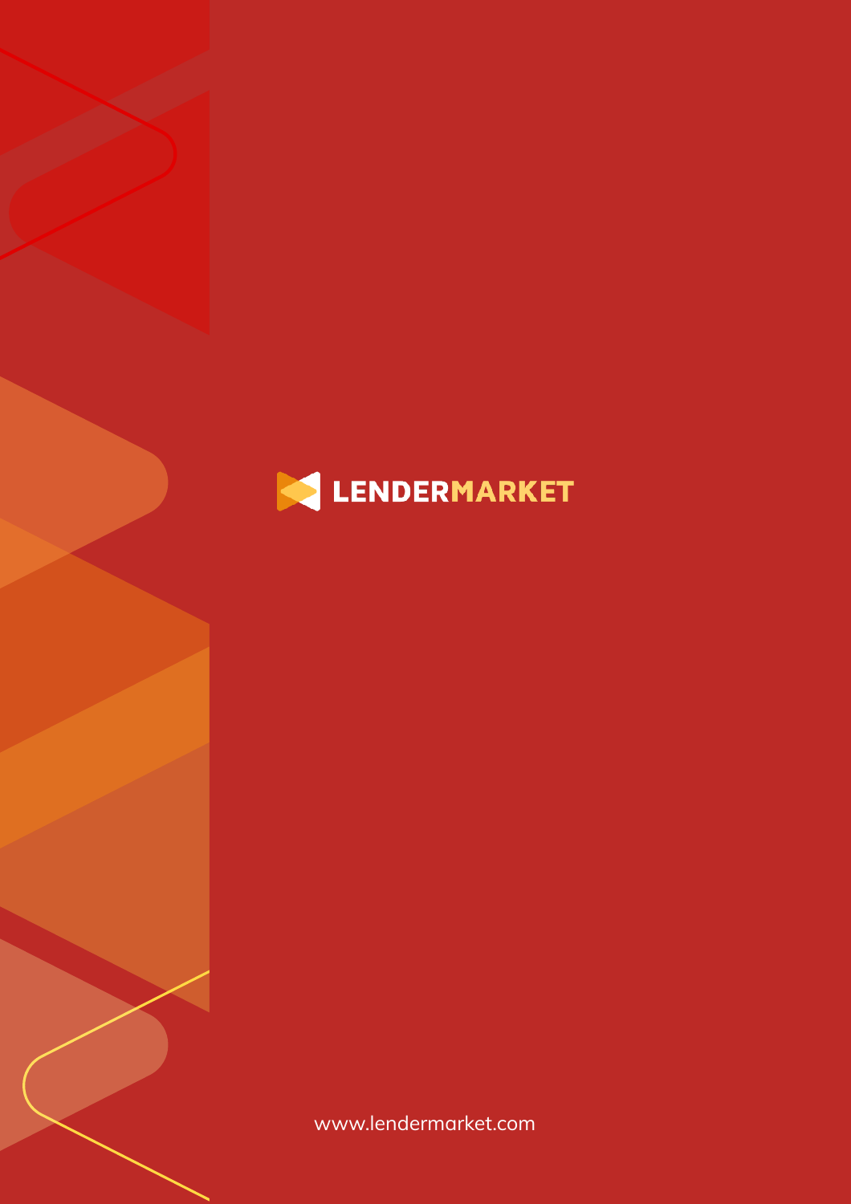LENDERMARKET

www.lendermarket.com